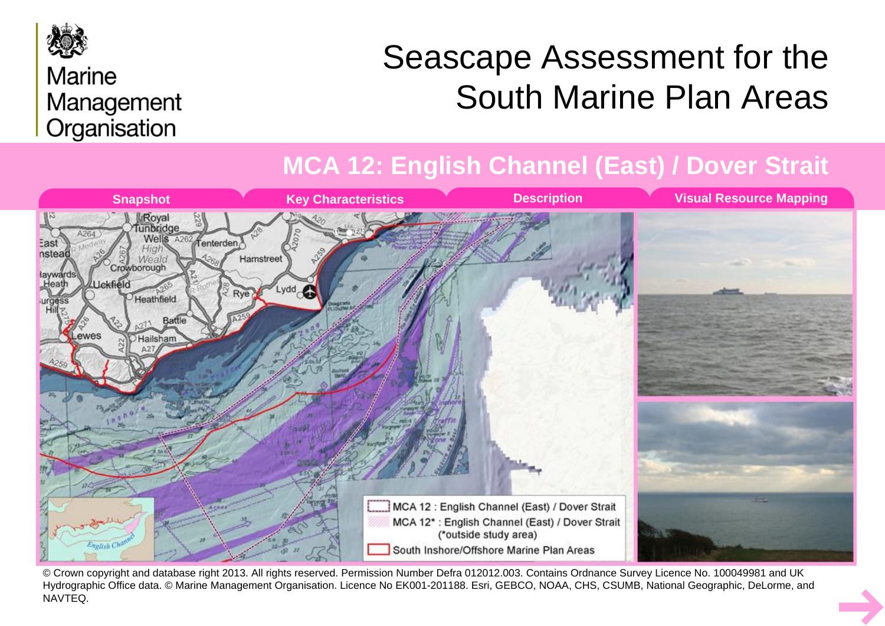Marine Management Organisation

# Seascape Assessment for the South Marine Plan Areas

## MCA 12: English Channel (East) / Dover Strait

Snapshot | Key Characteristics | Description | Visual Resource Mapping

MCA 12 : English Channel (East) / Dover Strait

MCA 12* : English Channel (East) / Dover Strait (*outside study area)

South Inshore/Offshore Marine Plan Areas

© Crown copyright and database right 2013. All rights reserved. Permission Number Defra 012012.003. Contains Ordnance Survey Licence No. 100049981 and UK Hydrographic Office data. © Marine Management Organisation. Licence No EK001-201188. Esri, GEBCO, NOAA, CHS, CSUMB, National Geographic, DeLorme, and NAVTEQ.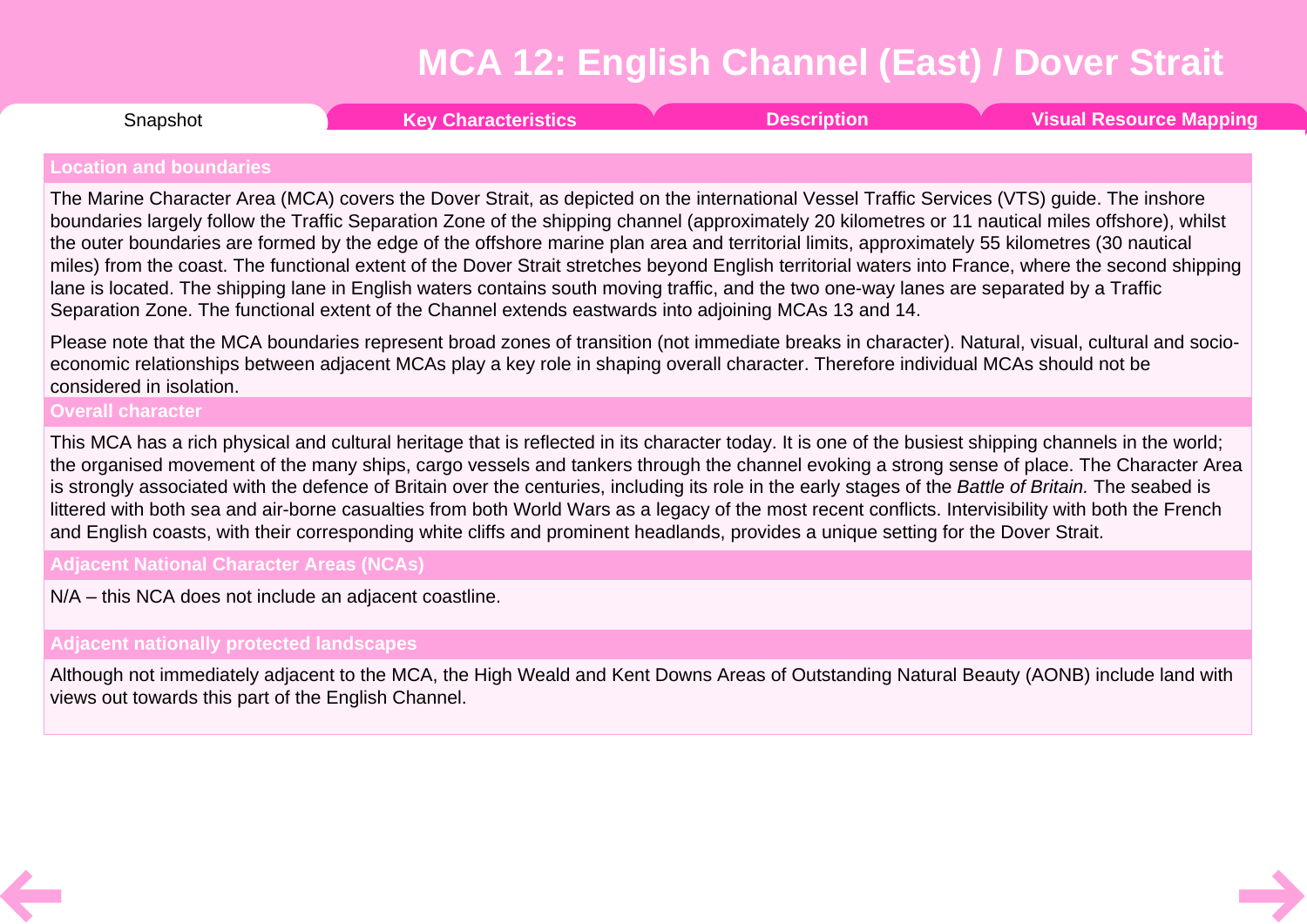# MCA 12: English Channel (East) / Dover Strait

Snapshot | Key Characteristics | Description | Visual Resource Mapping

## Location and boundaries

The Marine Character Area (MCA) covers the Dover Strait, as depicted on the international Vessel Traffic Services (VTS) guide. The inshore boundaries largely follow the Traffic Separation Zone of the shipping channel (approximately 20 kilometres or 11 nautical miles offshore), whilst the outer boundaries are formed by the edge of the offshore marine plan area and territorial limits, approximately 55 kilometres (30 nautical miles) from the coast. The functional extent of the Dover Strait stretches beyond English territorial waters into France, where the second shipping lane is located. The shipping lane in English waters contains south moving traffic, and the two one-way lanes are separated by a Traffic Separation Zone. The functional extent of the Channel extends eastwards into adjoining MCAs 13 and 14.

Please note that the MCA boundaries represent broad zones of transition (not immediate breaks in character). Natural, visual, cultural and socio-economic relationships between adjacent MCAs play a key role in shaping overall character. Therefore individual MCAs should not be considered in isolation.

## Overall character

This MCA has a rich physical and cultural heritage that is reflected in its character today. It is one of the busiest shipping channels in the world; the organised movement of the many ships, cargo vessels and tankers through the channel evoking a strong sense of place. The Character Area is strongly associated with the defence of Britain over the centuries, including its role in the early stages of the *Battle of Britain.* The seabed is littered with both sea and air-borne casualties from both World Wars as a legacy of the most recent conflicts. Intervisibility with both the French and English coasts, with their corresponding white cliffs and prominent headlands, provides a unique setting for the Dover Strait.

## Adjacent National Character Areas (NCAs)

N/A – this NCA does not include an adjacent coastline.

## Adjacent nationally protected landscapes

Although not immediately adjacent to the MCA, the High Weald and Kent Downs Areas of Outstanding Natural Beauty (AONB) include land with views out towards this part of the English Channel.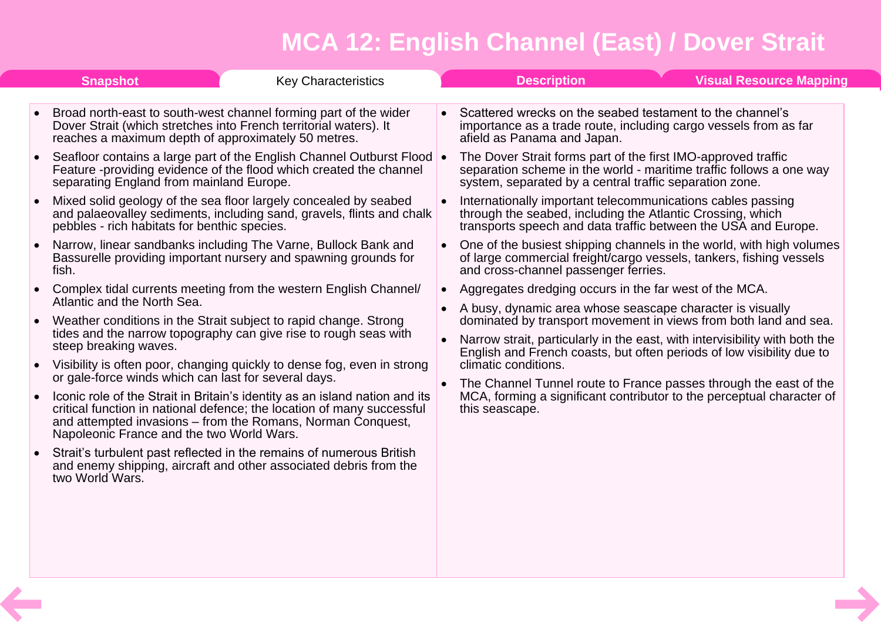# MCA 12: English Channel (East) / Dover Strait

Snapshot | **Key Characteristics** | Description | Visual Resource Mapping

- Broad north-east to south-west channel forming part of the wider Dover Strait (which stretches into French territorial waters). It reaches a maximum depth of approximately 50 metres.
- Seafloor contains a large part of the English Channel Outburst Flood Feature -providing evidence of the flood which created the channel separating England from mainland Europe.
- Mixed solid geology of the sea floor largely concealed by seabed and palaeovalley sediments, including sand, gravels, flints and chalk pebbles - rich habitats for benthic species.
- Narrow, linear sandbanks including The Varne, Bullock Bank and Bassurelle providing important nursery and spawning grounds for fish.
- Complex tidal currents meeting from the western English Channel/ Atlantic and the North Sea.
- Weather conditions in the Strait subject to rapid change. Strong tides and the narrow topography can give rise to rough seas with steep breaking waves.
- Visibility is often poor, changing quickly to dense fog, even in strong or gale-force winds which can last for several days.
- Iconic role of the Strait in Britain's identity as an island nation and its critical function in national defence; the location of many successful and attempted invasions – from the Romans, Norman Conquest, Napoleonic France and the two World Wars.
- Strait's turbulent past reflected in the remains of numerous British and enemy shipping, aircraft and other associated debris from the two World Wars.
- Scattered wrecks on the seabed testament to the channel's importance as a trade route, including cargo vessels from as far afield as Panama and Japan.
- The Dover Strait forms part of the first IMO-approved traffic separation scheme in the world - maritime traffic follows a one way system, separated by a central traffic separation zone.
- Internationally important telecommunications cables passing through the seabed, including the Atlantic Crossing, which transports speech and data traffic between the USA and Europe.
- One of the busiest shipping channels in the world, with high volumes of large commercial freight/cargo vessels, tankers, fishing vessels and cross-channel passenger ferries.
- Aggregates dredging occurs in the far west of the MCA.
- A busy, dynamic area whose seascape character is visually dominated by transport movement in views from both land and sea.
- Narrow strait, particularly in the east, with intervisibility with both the English and French coasts, but often periods of low visibility due to climatic conditions.
- The Channel Tunnel route to France passes through the east of the MCA, forming a significant contributor to the perceptual character of this seascape.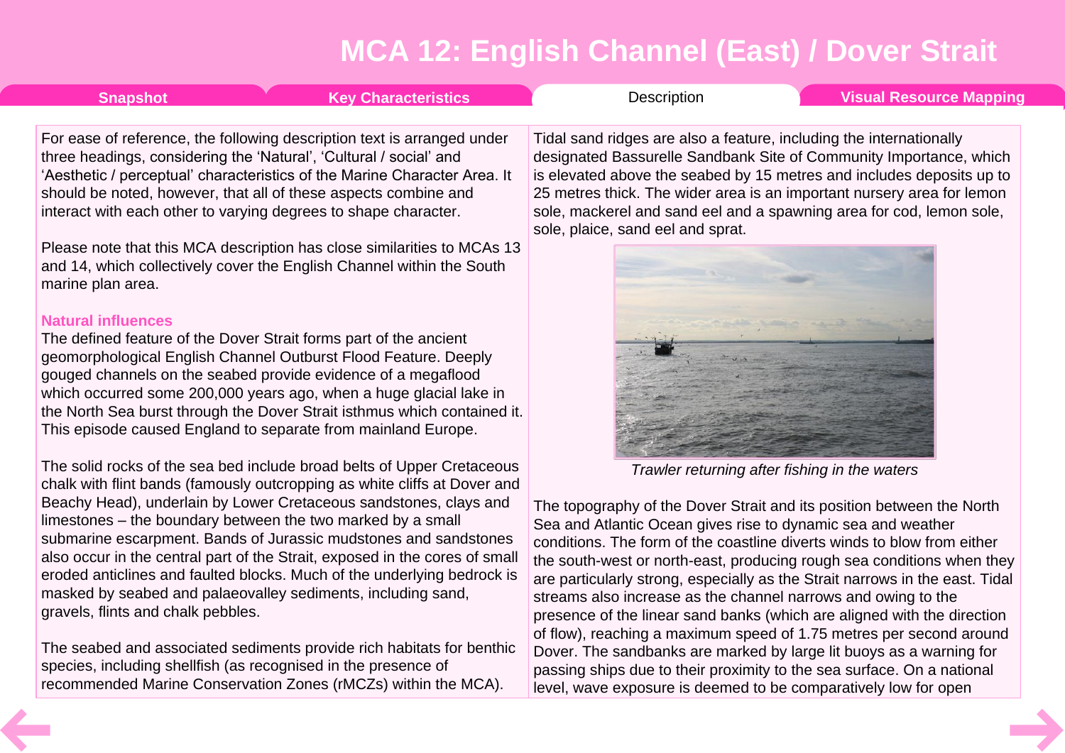# MCA 12: English Channel (East) / Dover Strait

Snapshot | Key Characteristics | Description | Visual Resource Mapping

For ease of reference, the following description text is arranged under three headings, considering the 'Natural', 'Cultural / social' and 'Aesthetic / perceptual' characteristics of the Marine Character Area. It should be noted, however, that all of these aspects combine and interact with each other to varying degrees to shape character.

Please note that this MCA description has close similarities to MCAs 13 and 14, which collectively cover the English Channel within the South marine plan area.

### Natural influences

The defined feature of the Dover Strait forms part of the ancient geomorphological English Channel Outburst Flood Feature. Deeply gouged channels on the seabed provide evidence of a megaflood which occurred some 200,000 years ago, when a huge glacial lake in the North Sea burst through the Dover Strait isthmus which contained it. This episode caused England to separate from mainland Europe.

The solid rocks of the sea bed include broad belts of Upper Cretaceous chalk with flint bands (famously outcropping as white cliffs at Dover and Beachy Head), underlain by Lower Cretaceous sandstones, clays and limestones – the boundary between the two marked by a small submarine escarpment. Bands of Jurassic mudstones and sandstones also occur in the central part of the Strait, exposed in the cores of small eroded anticlines and faulted blocks. Much of the underlying bedrock is masked by seabed and palaeovalley sediments, including sand, gravels, flints and chalk pebbles.

The seabed and associated sediments provide rich habitats for benthic species, including shellfish (as recognised in the presence of recommended Marine Conservation Zones (rMCZs) within the MCA). Tidal sand ridges are also a feature, including the internationally designated Bassurelle Sandbank Site of Community Importance, which is elevated above the seabed by 15 metres and includes deposits up to 25 metres thick. The wider area is an important nursery area for lemon sole, mackerel and sand eel and a spawning area for cod, lemon sole, sole, plaice, sand eel and sprat.

*Trawler returning after fishing in the waters*

The topography of the Dover Strait and its position between the North Sea and Atlantic Ocean gives rise to dynamic sea and weather conditions. The form of the coastline diverts winds to blow from either the south-west or north-east, producing rough sea conditions when they are particularly strong, especially as the Strait narrows in the east. Tidal streams also increase as the channel narrows and owing to the presence of the linear sand banks (which are aligned with the direction of flow), reaching a maximum speed of 1.75 metres per second around Dover. The sandbanks are marked by large lit buoys as a warning for passing ships due to their proximity to the sea surface. On a national level, wave exposure is deemed to be comparatively low for open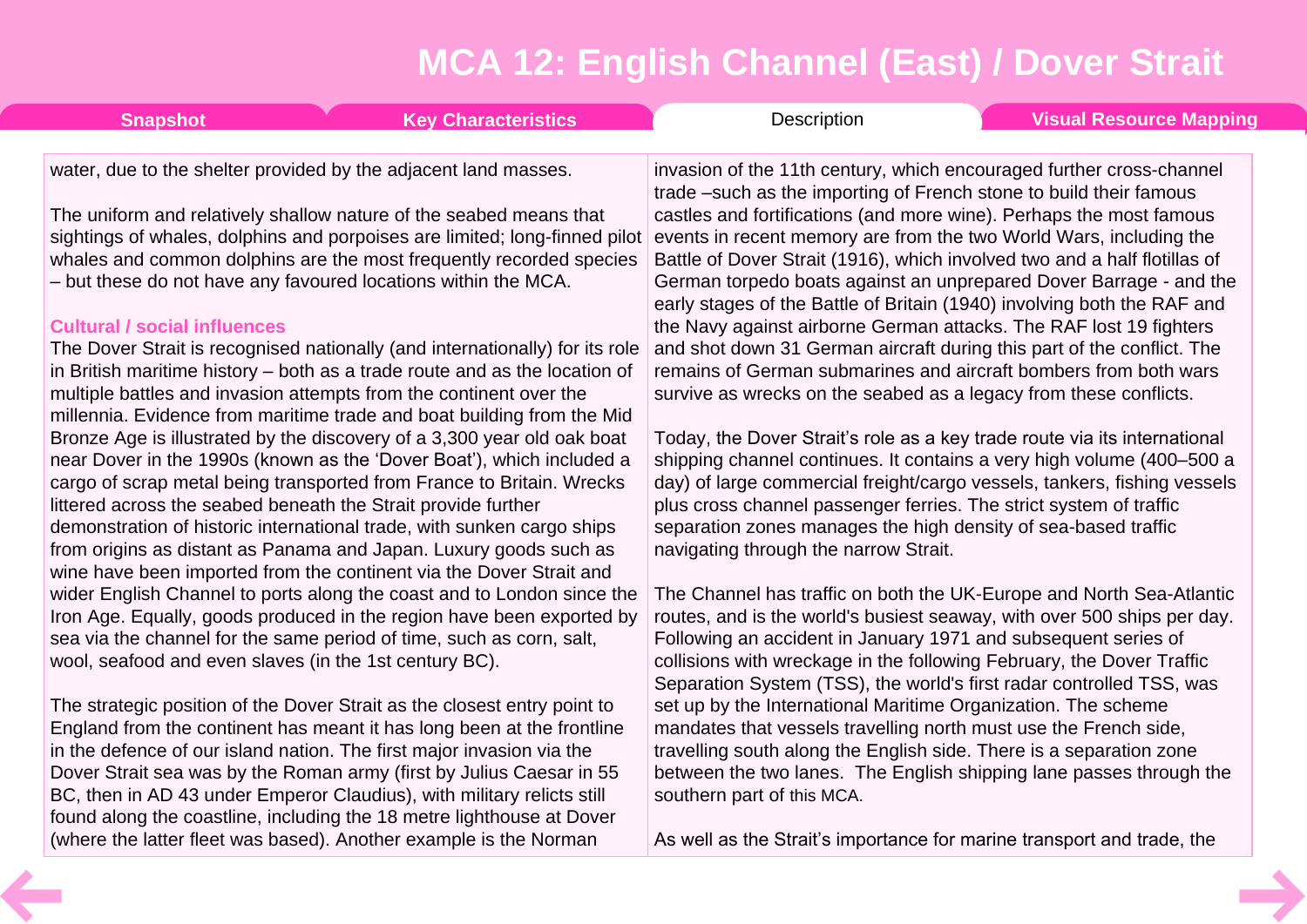water, due to the shelter provided by the adjacent land masses.

The uniform and relatively shallow nature of the seabed means that sightings of whales, dolphins and porpoises are limited; long-finned pilot whales and common dolphins are the most frequently recorded species – but these do not have any favoured locations within the MCA.

### Cultural / social influences

The Dover Strait is recognised nationally (and internationally) for its role in British maritime history – both as a trade route and as the location of multiple battles and invasion attempts from the continent over the millennia. Evidence from maritime trade and boat building from the Mid Bronze Age is illustrated by the discovery of a 3,300 year old oak boat near Dover in the 1990s (known as the 'Dover Boat'), which included a cargo of scrap metal being transported from France to Britain. Wrecks littered across the seabed beneath the Strait provide further demonstration of historic international trade, with sunken cargo ships from origins as distant as Panama and Japan. Luxury goods such as wine have been imported from the continent via the Dover Strait and wider English Channel to ports along the coast and to London since the Iron Age. Equally, goods produced in the region have been exported by sea via the channel for the same period of time, such as corn, salt, wool, seafood and even slaves (in the 1st century BC).

The strategic position of the Dover Strait as the closest entry point to England from the continent has meant it has long been at the frontline in the defence of our island nation. The first major invasion via the Dover Strait sea was by the Roman army (first by Julius Caesar in 55 BC, then in AD 43 under Emperor Claudius), with military relicts still found along the coastline, including the 18 metre lighthouse at Dover (where the latter fleet was based). Another example is the Norman invasion of the 11th century, which encouraged further cross-channel trade –such as the importing of French stone to build their famous castles and fortifications (and more wine). Perhaps the most famous events in recent memory are from the two World Wars, including the Battle of Dover Strait (1916), which involved two and a half flotillas of German torpedo boats against an unprepared Dover Barrage - and the early stages of the Battle of Britain (1940) involving both the RAF and the Navy against airborne German attacks. The RAF lost 19 fighters and shot down 31 German aircraft during this part of the conflict. The remains of German submarines and aircraft bombers from both wars survive as wrecks on the seabed as a legacy from these conflicts.

Today, the Dover Strait's role as a key trade route via its international shipping channel continues. It contains a very high volume (400–500 a day) of large commercial freight/cargo vessels, tankers, fishing vessels plus cross channel passenger ferries. The strict system of traffic separation zones manages the high density of sea-based traffic navigating through the narrow Strait.

The Channel has traffic on both the UK-Europe and North Sea-Atlantic routes, and is the world's busiest seaway, with over 500 ships per day. Following an accident in January 1971 and subsequent series of collisions with wreckage in the following February, the Dover Traffic Separation System (TSS), the world's first radar controlled TSS, was set up by the International Maritime Organization. The scheme mandates that vessels travelling north must use the French side, travelling south along the English side. There is a separation zone between the two lanes. The English shipping lane passes through the southern part of this MCA.

As well as the Strait's importance for marine transport and trade, the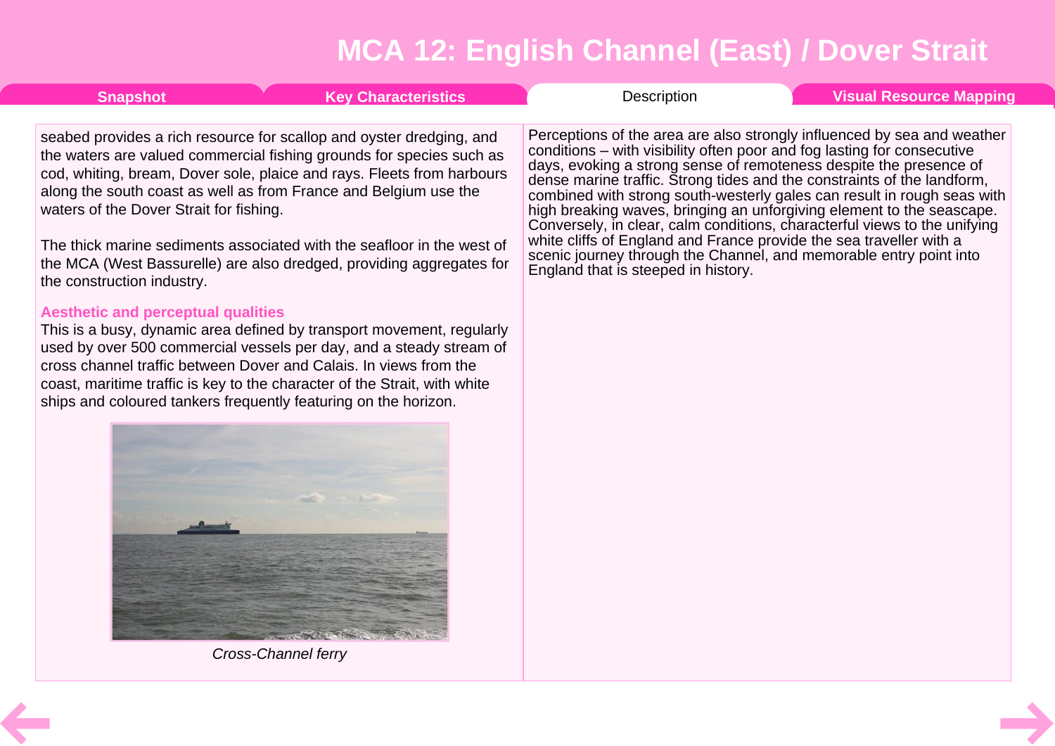seabed provides a rich resource for scallop and oyster dredging, and the waters are valued commercial fishing grounds for species such as cod, whiting, bream, Dover sole, plaice and rays. Fleets from harbours along the south coast as well as from France and Belgium use the waters of the Dover Strait for fishing.

The thick marine sediments associated with the seafloor in the west of the MCA (West Bassurelle) are also dredged, providing aggregates for the construction industry.

### Aesthetic and perceptual qualities

This is a busy, dynamic area defined by transport movement, regularly used by over 500 commercial vessels per day, and a steady stream of cross channel traffic between Dover and Calais. In views from the coast, maritime traffic is key to the character of the Strait, with white ships and coloured tankers frequently featuring on the horizon.

*Cross-Channel ferry*

Perceptions of the area are also strongly influenced by sea and weather conditions – with visibility often poor and fog lasting for consecutive days, evoking a strong sense of remoteness despite the presence of dense marine traffic. Strong tides and the constraints of the landform, combined with strong south-westerly gales can result in rough seas with high breaking waves, bringing an unforgiving element to the seascape. Conversely, in clear, calm conditions, characterful views to the unifying white cliffs of England and France provide the sea traveller with a scenic journey through the Channel, and memorable entry point into England that is steeped in history.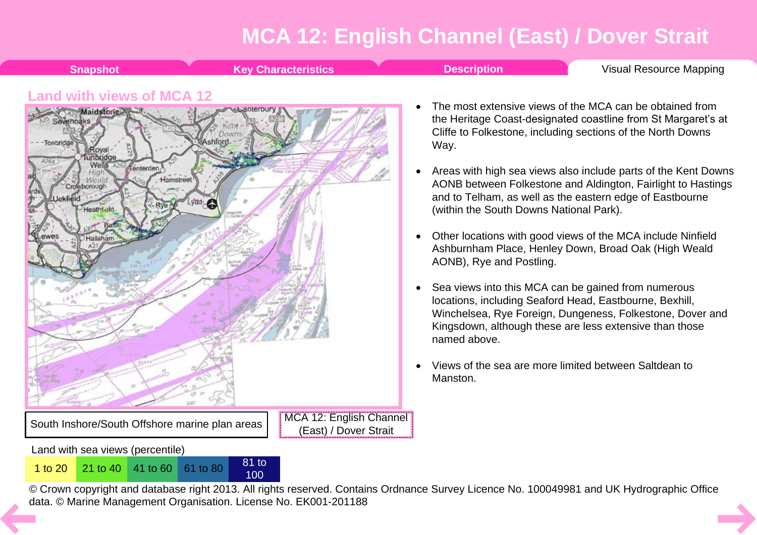# MCA 12: English Channel (East) / Dover Strait

Snapshot | Key Characteristics | Description | Visual Resource Mapping

## Land with views of MCA 12

South Inshore/South Offshore marine plan areas

MCA 12: English Channel (East) / Dover Strait

Land with sea views (percentile)

| 1 to 20 | 21 to 40 | 41 to 60 | 61 to 80 | 81 to 100 |
|---|---|---|---|---|

© Crown copyright and database right 2013. All rights reserved. Contains Ordnance Survey Licence No. 100049981 and UK Hydrographic Office data. © Marine Management Organisation. License No. EK001-201188

- The most extensive views of the MCA can be obtained from the Heritage Coast-designated coastline from St Margaret's at Cliffe to Folkestone, including sections of the North Downs Way.
- Areas with high sea views also include parts of the Kent Downs AONB between Folkestone and Aldington, Fairlight to Hastings and to Telham, as well as the eastern edge of Eastbourne (within the South Downs National Park).
- Other locations with good views of the MCA include Ninfield Ashburnham Place, Henley Down, Broad Oak (High Weald AONB), Rye and Postling.
- Sea views into this MCA can be gained from numerous locations, including Seaford Head, Eastbourne, Bexhill, Winchelsea, Rye Foreign, Dungeness, Folkestone, Dover and Kingsdown, although these are less extensive than those named above.
- Views of the sea are more limited between Saltdean to Manston.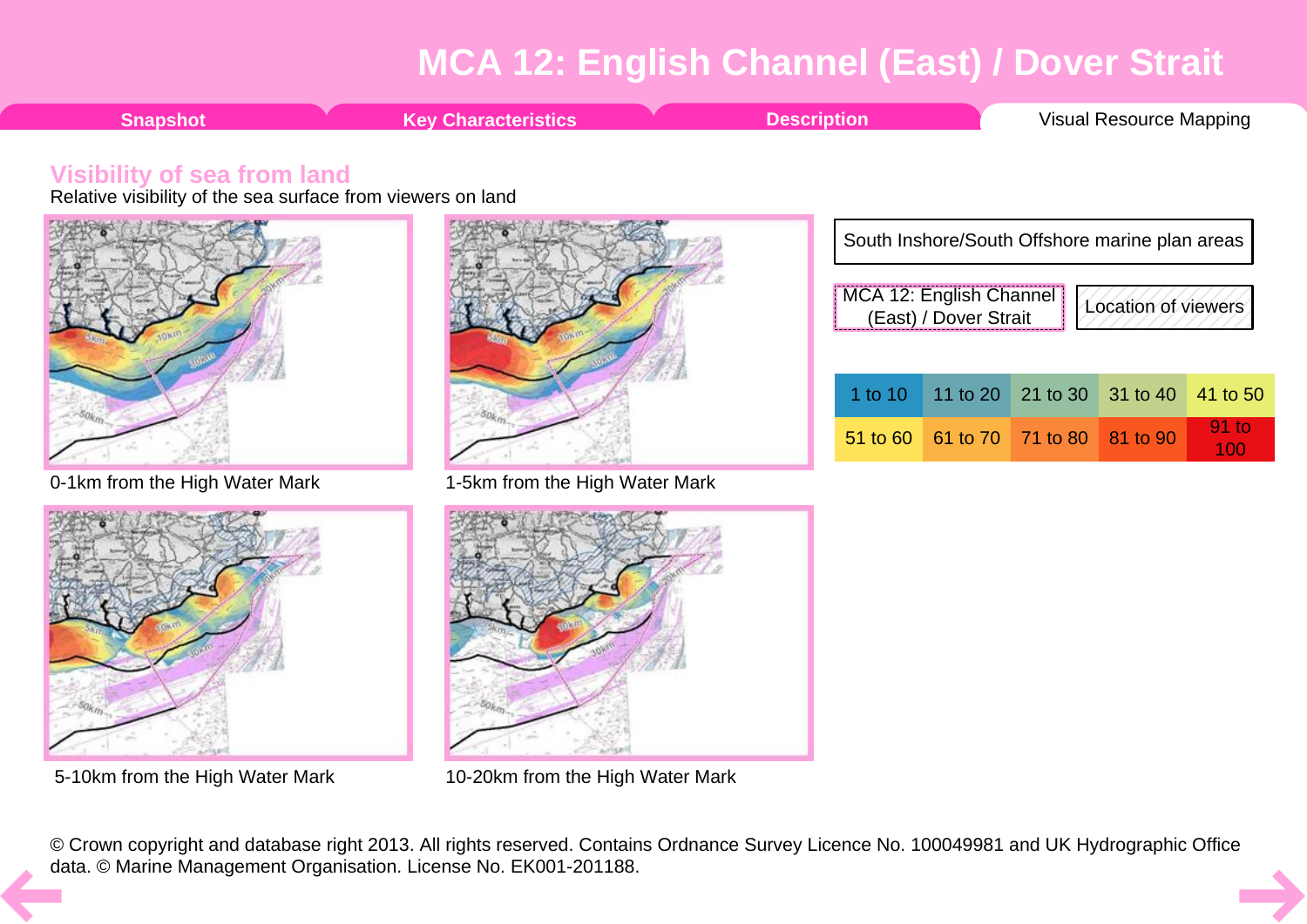# MCA 12: English Channel (East) / Dover Strait

Snapshot | Key Characteristics | Description | Visual Resource Mapping

## Visibility of sea from land

Relative visibility of the sea surface from viewers on land

0-1km from the High Water Mark

1-5km from the High Water Mark

5-10km from the High Water Mark

10-20km from the High Water Mark

South Inshore/South Offshore marine plan areas

MCA 12: English Channel (East) / Dover Strait

Location of viewers

| 1 to 10 | 11 to 20 | 21 to 30 | 31 to 40 | 41 to 50 |
|---|---|---|---|---|
| 51 to 60 | 61 to 70 | 71 to 80 | 81 to 90 | 91 to 100 |

© Crown copyright and database right 2013. All rights reserved. Contains Ordnance Survey Licence No. 100049981 and UK Hydrographic Office data. © Marine Management Organisation. License No. EK001-201188.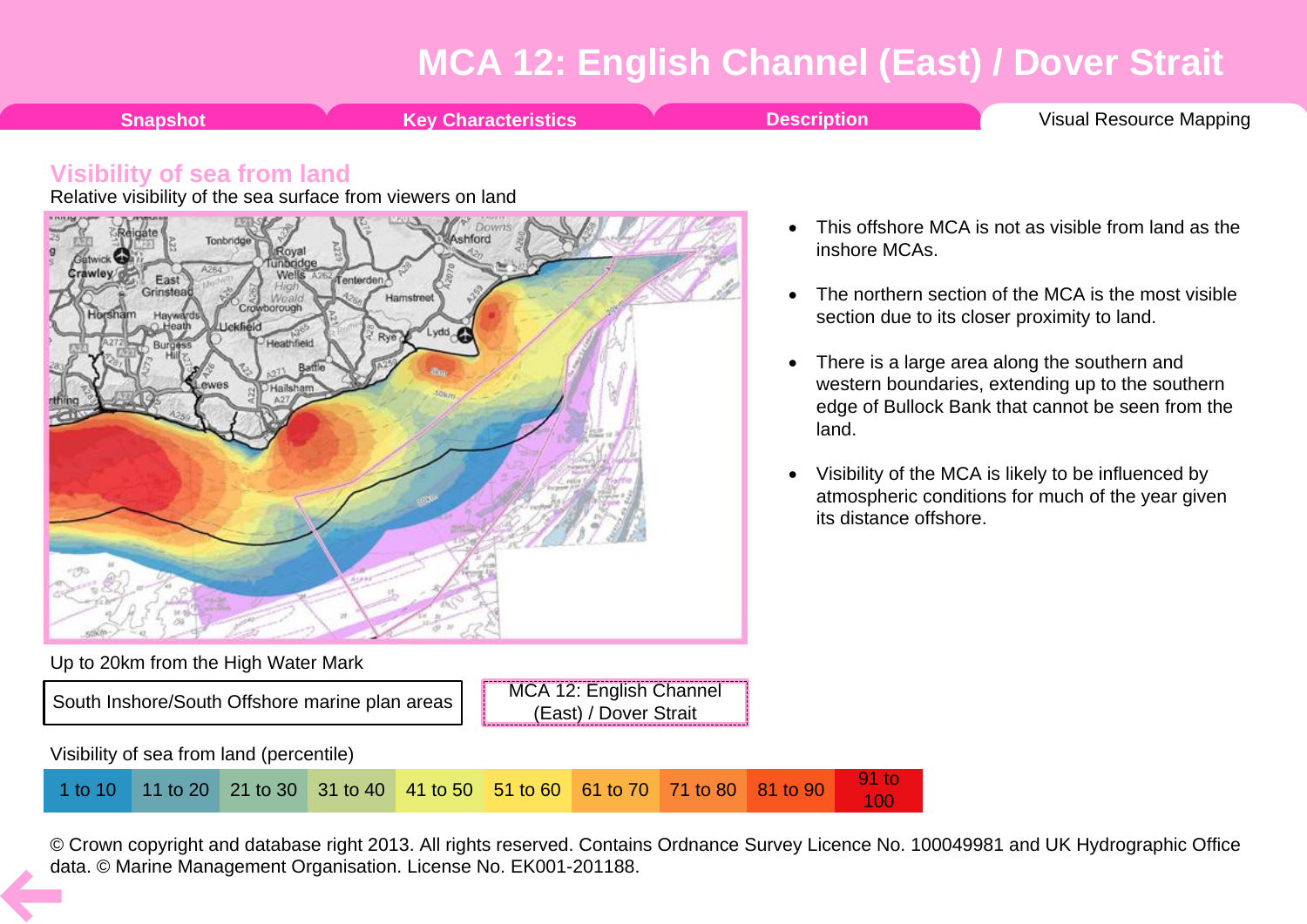# MCA 12: English Channel (East) / Dover Strait

Snapshot | Key Characteristics | Description | Visual Resource Mapping

## Visibility of sea from land

Relative visibility of the sea surface from viewers on land

Up to 20km from the High Water Mark

South Inshore/South Offshore marine plan areas

MCA 12: English Channel (East) / Dover Strait

Visibility of sea from land (percentile)

1 to 10 | 11 to 20 | 21 to 30 | 31 to 40 | 41 to 50 | 51 to 60 | 61 to 70 | 71 to 80 | 81 to 90 | 91 to 100

- This offshore MCA is not as visible from land as the inshore MCAs.
- The northern section of the MCA is the most visible section due to its closer proximity to land.
- There is a large area along the southern and western boundaries, extending up to the southern edge of Bullock Bank that cannot be seen from the land.
- Visibility of the MCA is likely to be influenced by atmospheric conditions for much of the year given its distance offshore.

© Crown copyright and database right 2013. All rights reserved. Contains Ordnance Survey Licence No. 100049981 and UK Hydrographic Office data. © Marine Management Organisation. License No. EK001-201188.